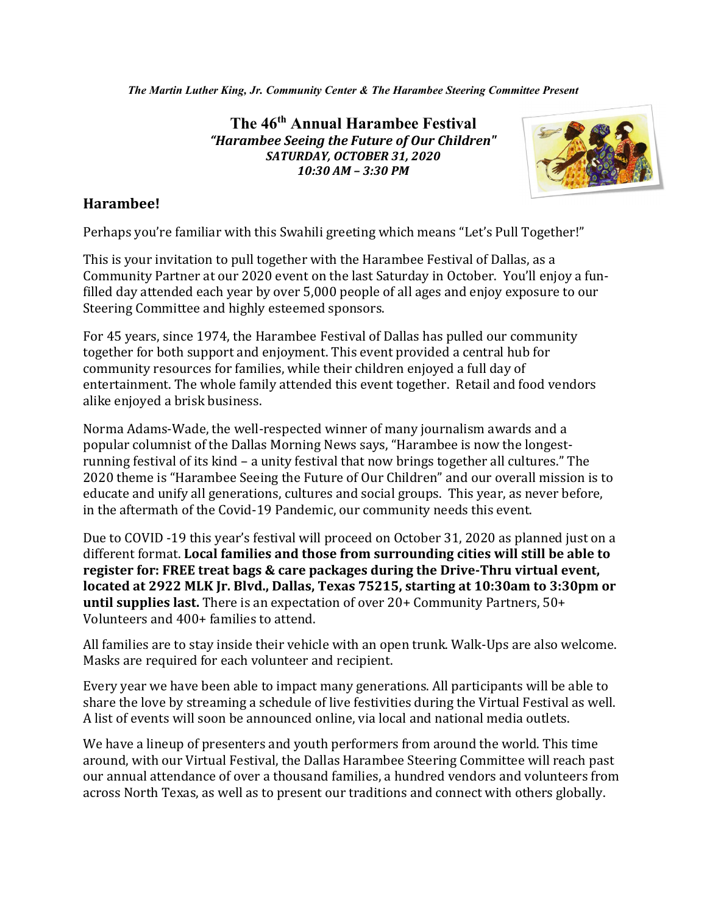*The Martin Luther King, Jr. Community Center & The Harambee Steering Committee Present*

# The 46th Annual Harambee Festival

***"Harambee Seeing the Future of Our Children"***

***SATURDAY, OCTOBER 31, 2020***

***10:30 AM – 3:30 PM***

## Harambee!

Perhaps you're familiar with this Swahili greeting which means "Let's Pull Together!"

This is your invitation to pull together with the Harambee Festival of Dallas, as a Community Partner at our 2020 event on the last Saturday in October. You'll enjoy a fun-filled day attended each year by over 5,000 people of all ages and enjoy exposure to our Steering Committee and highly esteemed sponsors.

For 45 years, since 1974, the Harambee Festival of Dallas has pulled our community together for both support and enjoyment. This event provided a central hub for community resources for families, while their children enjoyed a full day of entertainment. The whole family attended this event together. Retail and food vendors alike enjoyed a brisk business.

Norma Adams-Wade, the well-respected winner of many journalism awards and a popular columnist of the Dallas Morning News says, "Harambee is now the longest-running festival of its kind – a unity festival that now brings together all cultures." The 2020 theme is "Harambee Seeing the Future of Our Children" and our overall mission is to educate and unify all generations, cultures and social groups. This year, as never before, in the aftermath of the Covid-19 Pandemic, our community needs this event.

Due to COVID -19 this year's festival will proceed on October 31, 2020 as planned just on a different format. **Local families and those from surrounding cities will still be able to register for: FREE treat bags & care packages during the Drive-Thru virtual event, located at 2922 MLK Jr. Blvd., Dallas, Texas 75215, starting at 10:30am to 3:30pm or until supplies last.** There is an expectation of over 20+ Community Partners, 50+ Volunteers and 400+ families to attend.

All families are to stay inside their vehicle with an open trunk. Walk-Ups are also welcome. Masks are required for each volunteer and recipient.

Every year we have been able to impact many generations. All participants will be able to share the love by streaming a schedule of live festivities during the Virtual Festival as well. A list of events will soon be announced online, via local and national media outlets.

We have a lineup of presenters and youth performers from around the world. This time around, with our Virtual Festival, the Dallas Harambee Steering Committee will reach past our annual attendance of over a thousand families, a hundred vendors and volunteers from across North Texas, as well as to present our traditions and connect with others globally.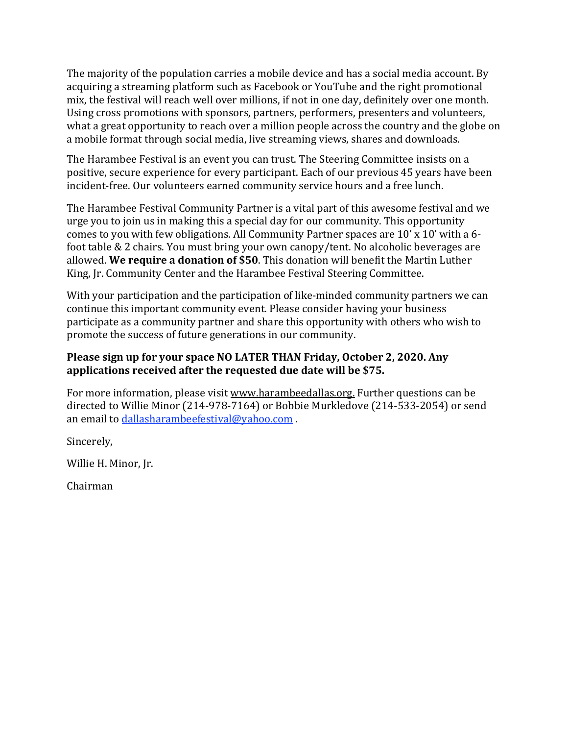The majority of the population carries a mobile device and has a social media account. By acquiring a streaming platform such as Facebook or YouTube and the right promotional mix, the festival will reach well over millions, if not in one day, definitely over one month. Using cross promotions with sponsors, partners, performers, presenters and volunteers, what a great opportunity to reach over a million people across the country and the globe on a mobile format through social media, live streaming views, shares and downloads.

The Harambee Festival is an event you can trust. The Steering Committee insists on a positive, secure experience for every participant. Each of our previous 45 years have been incident-free. Our volunteers earned community service hours and a free lunch.

The Harambee Festival Community Partner is a vital part of this awesome festival and we urge you to join us in making this a special day for our community. This opportunity comes to you with few obligations. All Community Partner spaces are 10' x 10' with a 6-foot table & 2 chairs. You must bring your own canopy/tent. No alcoholic beverages are allowed. **We require a donation of $50**. This donation will benefit the Martin Luther King, Jr. Community Center and the Harambee Festival Steering Committee.

With your participation and the participation of like-minded community partners we can continue this important community event. Please consider having your business participate as a community partner and share this opportunity with others who wish to promote the success of future generations in our community.

**Please sign up for your space NO LATER THAN Friday, October 2, 2020. Any applications received after the requested due date will be $75.**

For more information, please visit www.harambeedallas.org. Further questions can be directed to Willie Minor (214-978-7164) or Bobbie Murkledove (214-533-2054) or send an email to dallasharambeefestival@yahoo.com .

Sincerely,

Willie H. Minor, Jr.

Chairman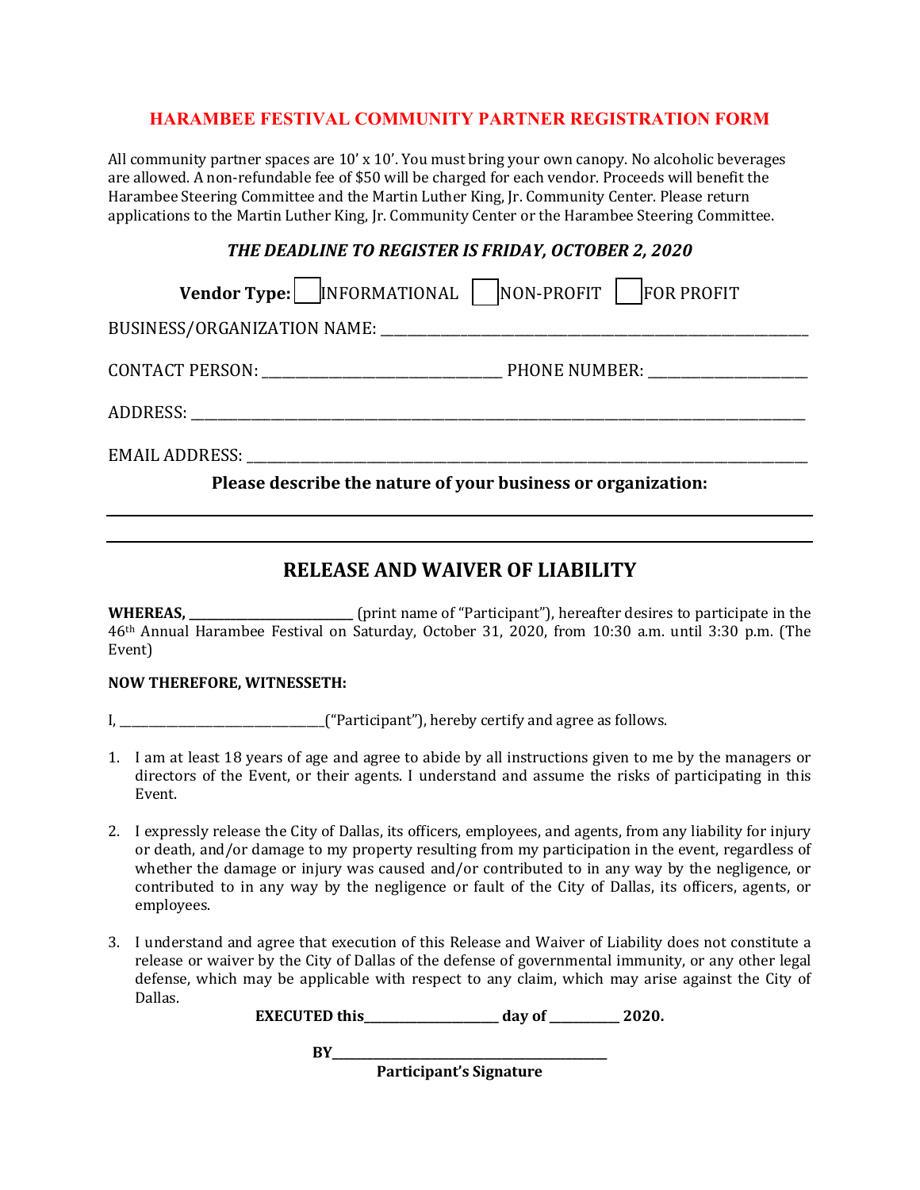# HARAMBEE FESTIVAL COMMUNITY PARTNER REGISTRATION FORM

All community partner spaces are 10' x 10'. You must bring your own canopy. No alcoholic beverages are allowed. A non-refundable fee of $50 will be charged for each vendor. Proceeds will benefit the Harambee Steering Committee and the Martin Luther King, Jr. Community Center. Please return applications to the Martin Luther King, Jr. Community Center or the Harambee Steering Committee.

***THE DEADLINE TO REGISTER IS FRIDAY, OCTOBER 2, 2020***

**Vendor Type:** ☐ INFORMATIONAL ☐ NON-PROFIT ☐ FOR PROFIT

BUSINESS/ORGANIZATION NAME: ______________________________________________

CONTACT PERSON: ______________________________ PHONE NUMBER: ____________________

ADDRESS: ______________________________________________________________________

EMAIL ADDRESS: ________________________________________________________________

**Please describe the nature of your business or organization:**

______________________________________________________________________________

______________________________________________________________________________

## RELEASE AND WAIVER OF LIABILITY

**WHEREAS, ________________________** (print name of "Participant"), hereafter desires to participate in the 46th Annual Harambee Festival on Saturday, October 31, 2020, from 10:30 a.m. until 3:30 p.m. (The Event)

**NOW THEREFORE, WITNESSETH:**

I, ______________________________("Participant"), hereby certify and agree as follows.

1. I am at least 18 years of age and agree to abide by all instructions given to me by the managers or directors of the Event, or their agents. I understand and assume the risks of participating in this Event.

2. I expressly release the City of Dallas, its officers, employees, and agents, from any liability for injury or death, and/or damage to my property resulting from my participation in the event, regardless of whether the damage or injury was caused and/or contributed to in any way by the negligence, or contributed to in any way by the negligence or fault of the City of Dallas, its officers, agents, or employees.

3. I understand and agree that execution of this Release and Waiver of Liability does not constitute a release or waiver by the City of Dallas of the defense of governmental immunity, or any other legal defense, which may be applicable with respect to any claim, which may arise against the City of Dallas.

**EXECUTED this____________________ day of __________ 2020.**

**BY__________________________________________**

**Participant's Signature**